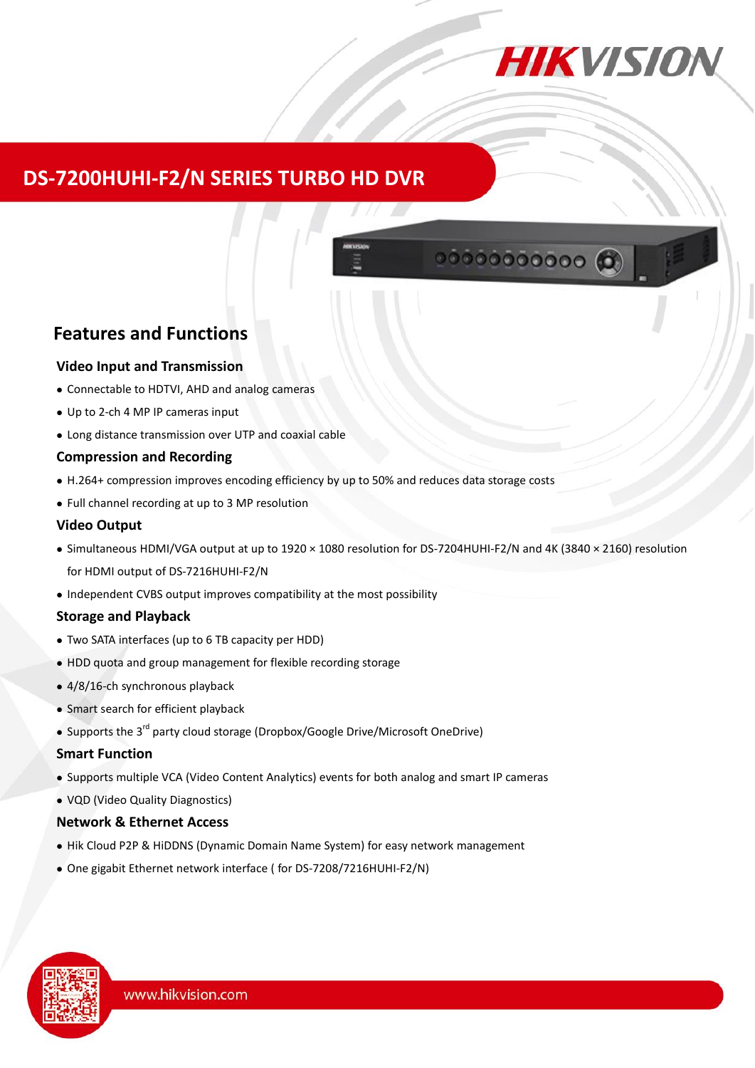# DS-7200HUHI-F2/N SERIES TURBO HD DVR

## Features and Functions

### Video Input and Transmission

- Connectable to HDTVI, AHD and analog cameras
- Up to 2-ch 4 MP IP cameras input
- Long distance transmission over UTP and coaxial cable

### Compression and Recording

- H.264+ compression improves encoding efficiency by up to 50% and reduces data storage costs
- Full channel recording at up to 3 MP resolution

### Video Output

- Simultaneous HDMI/VGA output at up to 1920 × 1080 resolution for DS-7204HUHI-F2/N and 4K (3840 × 2160) resolution for HDMI output of DS-7216HUHI-F2/N
- Independent CVBS output improves compatibility at the most possibility

### Storage and Playback

- Two SATA interfaces (up to 6 TB capacity per HDD)
- HDD quota and group management for flexible recording storage
- 4/8/16-ch synchronous playback
- Smart search for efficient playback
- Supports the 3rd party cloud storage (Dropbox/Google Drive/Microsoft OneDrive)

### Smart Function

- Supports multiple VCA (Video Content Analytics) events for both analog and smart IP cameras
- VQD (Video Quality Diagnostics)

### Network & Ethernet Access

- Hik Cloud P2P & HiDDNS (Dynamic Domain Name System) for easy network management
- One gigabit Ethernet network interface ( for DS-7208/7216HUHI-F2/N)

www.hikvision.com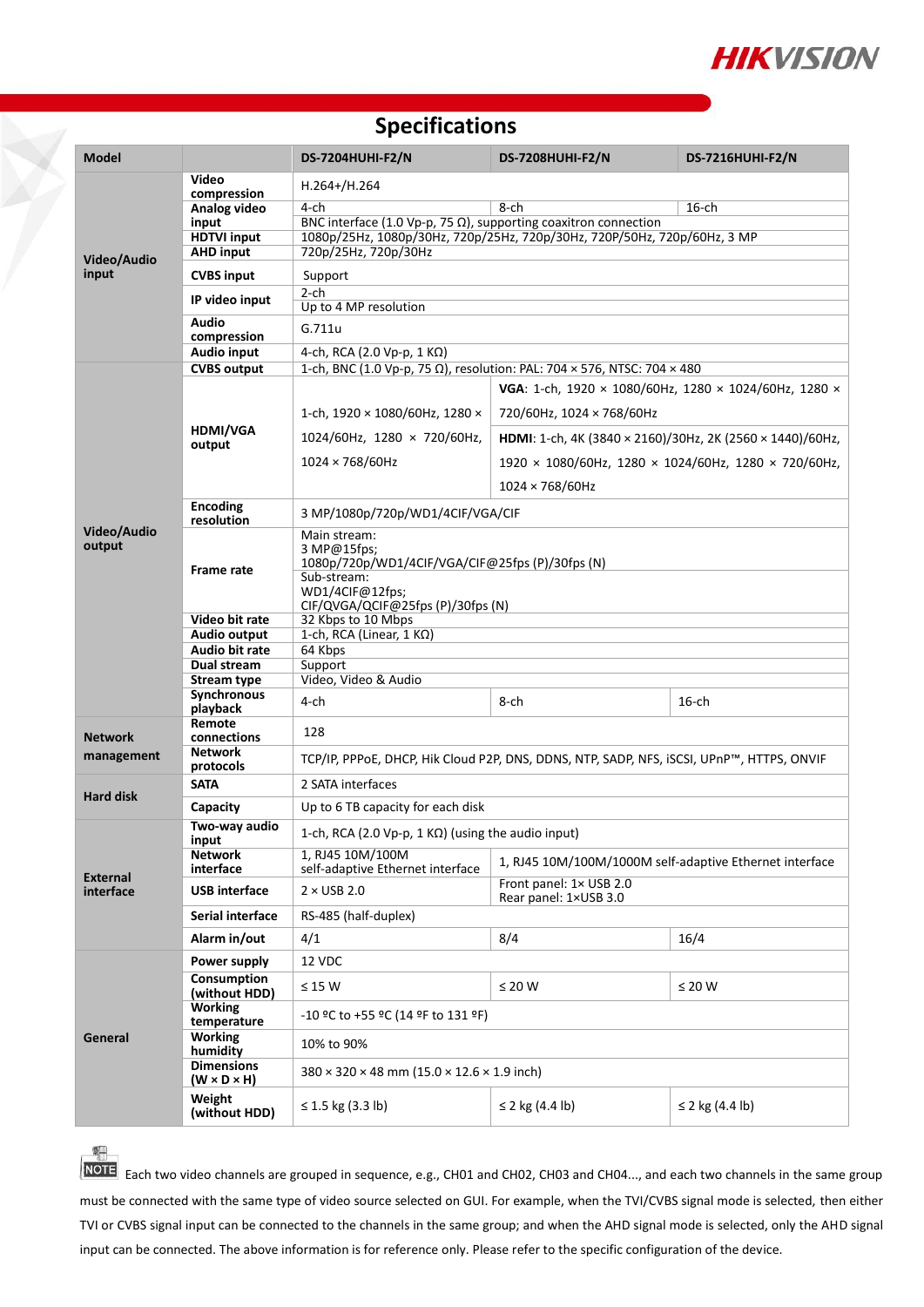## Specifications

| Model | | DS-7204HUHI-F2/N | DS-7208HUHI-F2/N | DS-7216HUHI-F2/N |
|---|---|---|---|---|
| Video/Audio input | Video compression | H.264+/H.264 | | |
| | Analog video input | 4-ch | 8-ch | 16-ch |
| | | BNC interface (1.0 Vp-p, 75 Ω), supporting coaxitron connection | | |
| | HDTVI input | 1080p/25Hz, 1080p/30Hz, 720p/25Hz, 720p/30Hz, 720P/50Hz, 720p/60Hz, 3 MP | | |
| | AHD input | 720p/25Hz, 720p/30Hz | | |
| | CVBS input | Support | | |
| | IP video input | 2-ch | | |
| | | Up to 4 MP resolution | | |
| | Audio compression | G.711u | | |
| | Audio input | 4-ch, RCA (2.0 Vp-p, 1 KΩ) | | |
| Video/Audio output | CVBS output | 1-ch, BNC (1.0 Vp-p, 75 Ω), resolution: PAL: 704 × 576, NTSC: 704 × 480 | | |
| | HDMI/VGA output | 1-ch, 1920 × 1080/60Hz, 1280 × 1024/60Hz, 1280 × 720/60Hz, 1024 × 768/60Hz | **VGA**: 1-ch, 1920 × 1080/60Hz, 1280 × 1024/60Hz, 1280 × 720/60Hz, 1024 × 768/60Hz<br>**HDMI**: 1-ch, 4K (3840 × 2160)/30Hz, 2K (2560 × 1440)/60Hz, 1920 × 1080/60Hz, 1280 × 1024/60Hz, 1280 × 720/60Hz, 1024 × 768/60Hz | |
| | Encoding resolution | 3 MP/1080p/720p/WD1/4CIF/VGA/CIF | | |
| | Frame rate | Main stream:<br>3 MP@15fps;<br>1080p/720p/WD1/4CIF/VGA/CIF@25fps (P)/30fps (N) | | |
| | | Sub-stream:<br>WD1/4CIF@12fps;<br>CIF/QVGA/QCIF@25fps (P)/30fps (N) | | |
| | Video bit rate | 32 Kbps to 10 Mbps | | |
| | Audio output | 1-ch, RCA (Linear, 1 KΩ) | | |
| | Audio bit rate | 64 Kbps | | |
| | Dual stream | Support | | |
| | Stream type | Video, Video & Audio | | |
| | Synchronous playback | 4-ch | 8-ch | 16-ch |
| Network management | Remote connections | 128 | | |
| | Network protocols | TCP/IP, PPPoE, DHCP, Hik Cloud P2P, DNS, DDNS, NTP, SADP, NFS, iSCSI, UPnP™, HTTPS, ONVIF | | |
| Hard disk | SATA | 2 SATA interfaces | | |
| | Capacity | Up to 6 TB capacity for each disk | | |
| External interface | Two-way audio input | 1-ch, RCA (2.0 Vp-p, 1 KΩ) (using the audio input) | | |
| | Network interface | 1, RJ45 10M/100M self-adaptive Ethernet interface | 1, RJ45 10M/100M/1000M self-adaptive Ethernet interface | |
| | USB interface | 2 × USB 2.0 | Front panel: 1× USB 2.0<br>Rear panel: 1×USB 3.0 | |
| | Serial interface | RS-485 (half-duplex) | | |
| | Alarm in/out | 4/1 | 8/4 | 16/4 |
| General | Power supply | 12 VDC | | |
| | Consumption (without HDD) | ≤ 15 W | ≤ 20 W | ≤ 20 W |
| | Working temperature | -10 ºC to +55 ºC (14 ºF to 131 ºF) | | |
| | Working humidity | 10% to 90% | | |
| | Dimensions (W × D × H) | 380 × 320 × 48 mm (15.0 × 12.6 × 1.9 inch) | | |
| | Weight (without HDD) | ≤ 1.5 kg (3.3 lb) | ≤ 2 kg (4.4 lb) | ≤ 2 kg (4.4 lb) |

**NOTE** Each two video channels are grouped in sequence, e.g., CH01 and CH02, CH03 and CH04..., and each two channels in the same group must be connected with the same type of video source selected on GUI. For example, when the TVI/CVBS signal mode is selected, then either TVI or CVBS signal input can be connected to the channels in the same group; and when the AHD signal mode is selected, only the AHD signal input can be connected. The above information is for reference only. Please refer to the specific configuration of the device.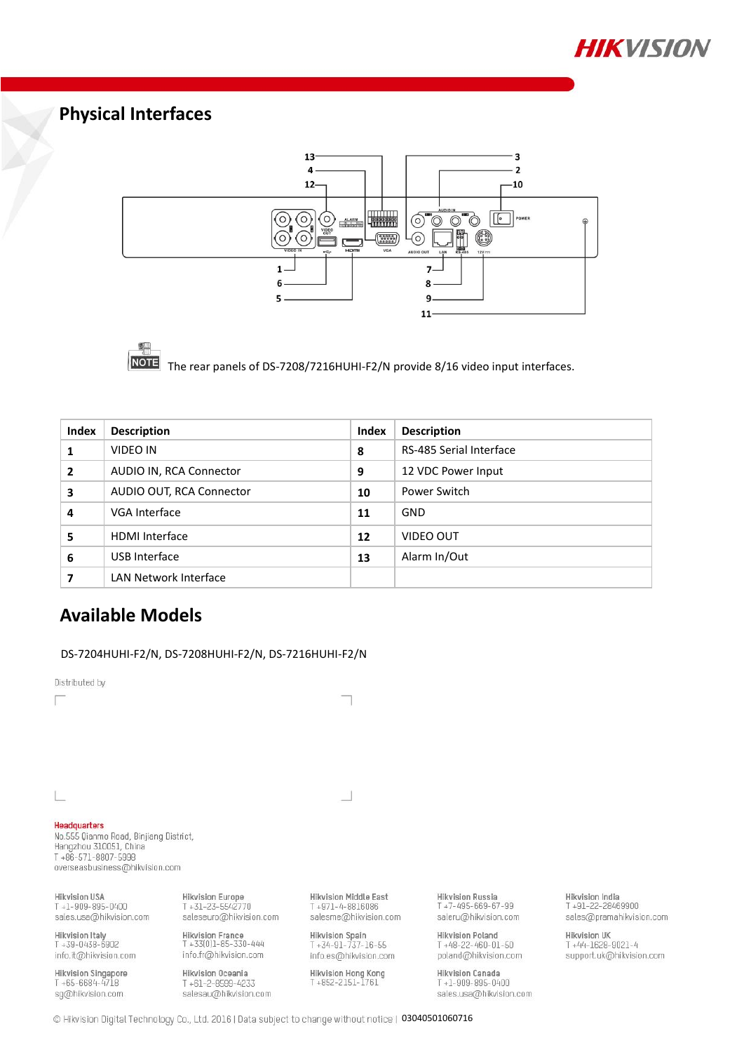## Physical Interfaces

13
4
12
3
2
10
1
6
5
7
8
9
11

ALARM
VIDEO OUT
VIDEO IN
HDMI
VGA
AUDIO IN
AUDIO OUT
LAN
RS-485
12V
POWER

NOTE The rear panels of DS-7208/7216HUHI-F2/N provide 8/16 video input interfaces.

| Index | Description | Index | Description |
|---|---|---|---|
| 1 | VIDEO IN | 8 | RS-485 Serial Interface |
| 2 | AUDIO IN, RCA Connector | 9 | 12 VDC Power Input |
| 3 | AUDIO OUT, RCA Connector | 10 | Power Switch |
| 4 | VGA Interface | 11 | GND |
| 5 | HDMI Interface | 12 | VIDEO OUT |
| 6 | USB Interface | 13 | Alarm In/Out |
| 7 | LAN Network Interface | | |

## Available Models

DS-7204HUHI-F2/N, DS-7208HUHI-F2/N, DS-7216HUHI-F2/N

Distributed by

**Headquarters**
No.555 Qianmo Road, Binjiang District,
Hangzhou 310051, China
T +86-571-8807-5998
overseasbusiness@hikvision.com

**Hikvision USA**
T +1-909-895-0400
sales.usa@hikvision.com

**Hikvision Europe**
T +31-23-5542770
saleseuro@hikvision.com

**Hikvision Middle East**
T +971-4-8816086
salesme@hikvision.com

**Hikvision Russia**
T +7-495-669-67-99
saleru@hikvision.com

**Hikvision India**
T +91-22-28469900
sales@pramahikvision.com

**Hikvision Italy**
T +39-0438-6902
info.it@hikvision.com

**Hikvision France**
T +33(0)1-85-330-444
info.fr@hikvision.com

**Hikvision Spain**
T +34-91-737-16-55
info.es@hikvision.com

**Hikvision Poland**
T +48-22-460-01-50
poland@hikvision.com

**Hikvision UK**
T +44-1628-9021-4
support.uk@hikvision.com

**Hikvision Singapore**
T +65-6684-4718
sg@hikvision.com

**Hikvision Oceania**
T +61-2-8599-4233
salesau@hikvision.com

**Hikvision Hong Kong**
T +852-2151-1761

**Hikvision Canada**
T +1-909-895-0400
sales.usa@hikvision.com

© Hikvision Digital Technology Co., Ltd. 2016 | Data subject to change without notice | 03040501060716